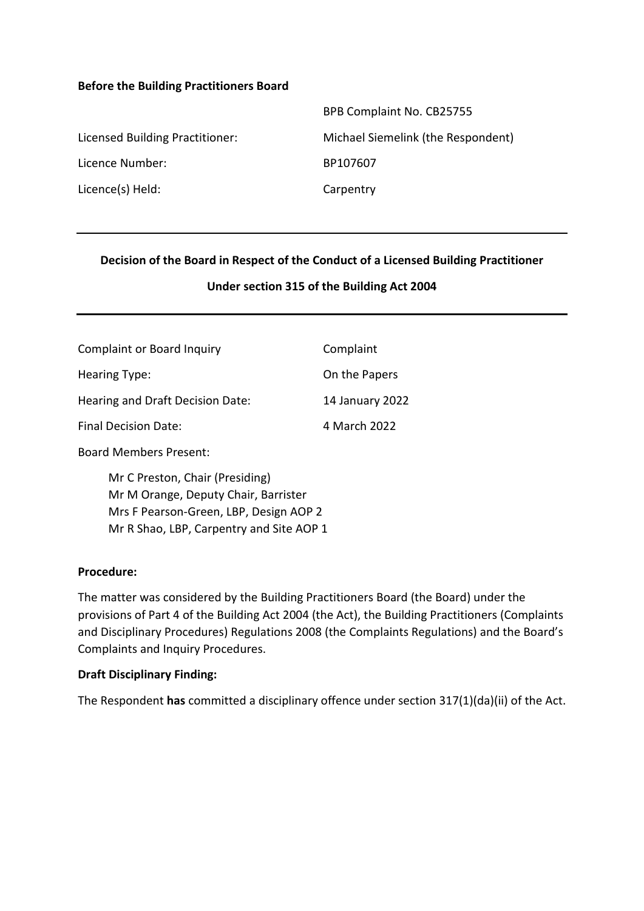**Before the Building Practitioners Board**

| | |
|---|---|
| | BPB Complaint No. CB25755 |
| Licensed Building Practitioner: | Michael Siemelink (the Respondent) |
| Licence Number: | BP107607 |
| Licence(s) Held: | Carpentry |

---

**Decision of the Board in Respect of the Conduct of a Licensed Building Practitioner**

**Under section 315 of the Building Act 2004**

---

| | |
|---|---|
| Complaint or Board Inquiry | Complaint |
| Hearing Type: | On the Papers |
| Hearing and Draft Decision Date: | 14 January 2022 |
| Final Decision Date: | 4 March 2022 |

Board Members Present:

Mr C Preston, Chair (Presiding)
Mr M Orange, Deputy Chair, Barrister
Mrs F Pearson-Green, LBP, Design AOP 2
Mr R Shao, LBP, Carpentry and Site AOP 1

**Procedure:**

The matter was considered by the Building Practitioners Board (the Board) under the provisions of Part 4 of the Building Act 2004 (the Act), the Building Practitioners (Complaints and Disciplinary Procedures) Regulations 2008 (the Complaints Regulations) and the Board's Complaints and Inquiry Procedures.

**Draft Disciplinary Finding:**

The Respondent **has** committed a disciplinary offence under section 317(1)(da)(ii) of the Act.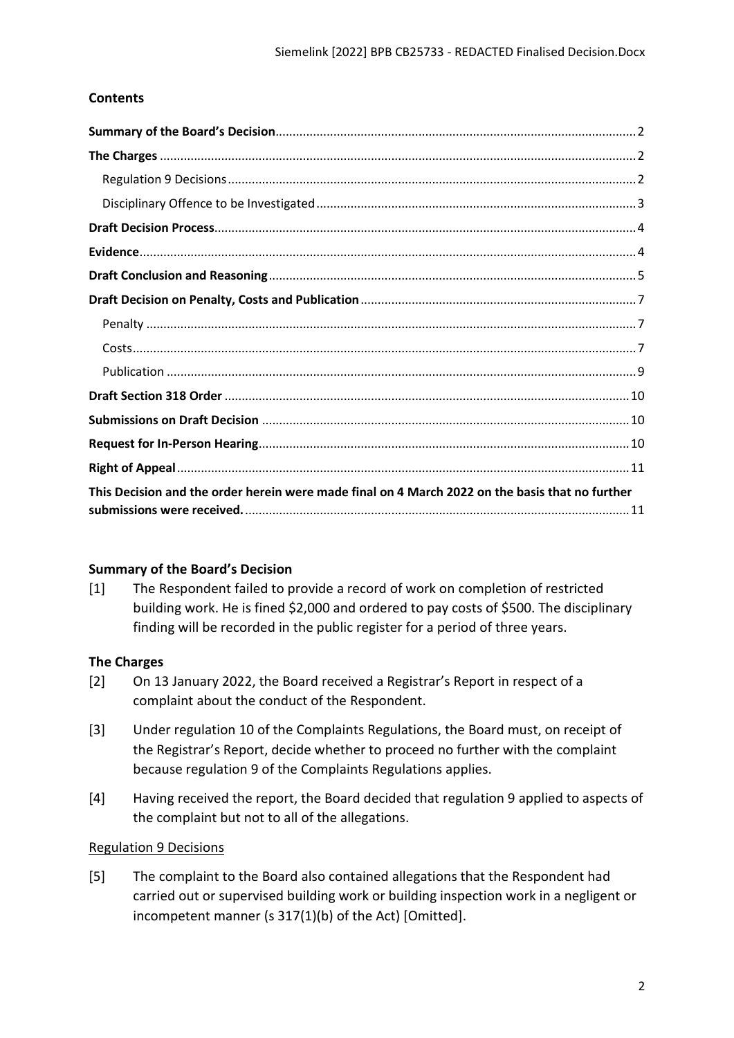## Contents

| | |
|---|---|
| **Summary of the Board's Decision** | 2 |
| **The Charges** | 2 |
| Regulation 9 Decisions | 2 |
| Disciplinary Offence to be Investigated | 3 |
| **Draft Decision Process** | 4 |
| **Evidence** | 4 |
| **Draft Conclusion and Reasoning** | 5 |
| **Draft Decision on Penalty, Costs and Publication** | 7 |
| Penalty | 7 |
| Costs | 7 |
| Publication | 9 |
| **Draft Section 318 Order** | 10 |
| **Submissions on Draft Decision** | 10 |
| **Request for In-Person Hearing** | 10 |
| **Right of Appeal** | 11 |
| **This Decision and the order herein were made final on 4 March 2022 on the basis that no further submissions were received.** | 11 |

## Summary of the Board's Decision

[1] The Respondent failed to provide a record of work on completion of restricted building work. He is fined $2,000 and ordered to pay costs of $500. The disciplinary finding will be recorded in the public register for a period of three years.

## The Charges

[2] On 13 January 2022, the Board received a Registrar's Report in respect of a complaint about the conduct of the Respondent.

[3] Under regulation 10 of the Complaints Regulations, the Board must, on receipt of the Registrar's Report, decide whether to proceed no further with the complaint because regulation 9 of the Complaints Regulations applies.

[4] Having received the report, the Board decided that regulation 9 applied to aspects of the complaint but not to all of the allegations.

### Regulation 9 Decisions

[5] The complaint to the Board also contained allegations that the Respondent had carried out or supervised building work or building inspection work in a negligent or incompetent manner (s 317(1)(b) of the Act) [Omitted].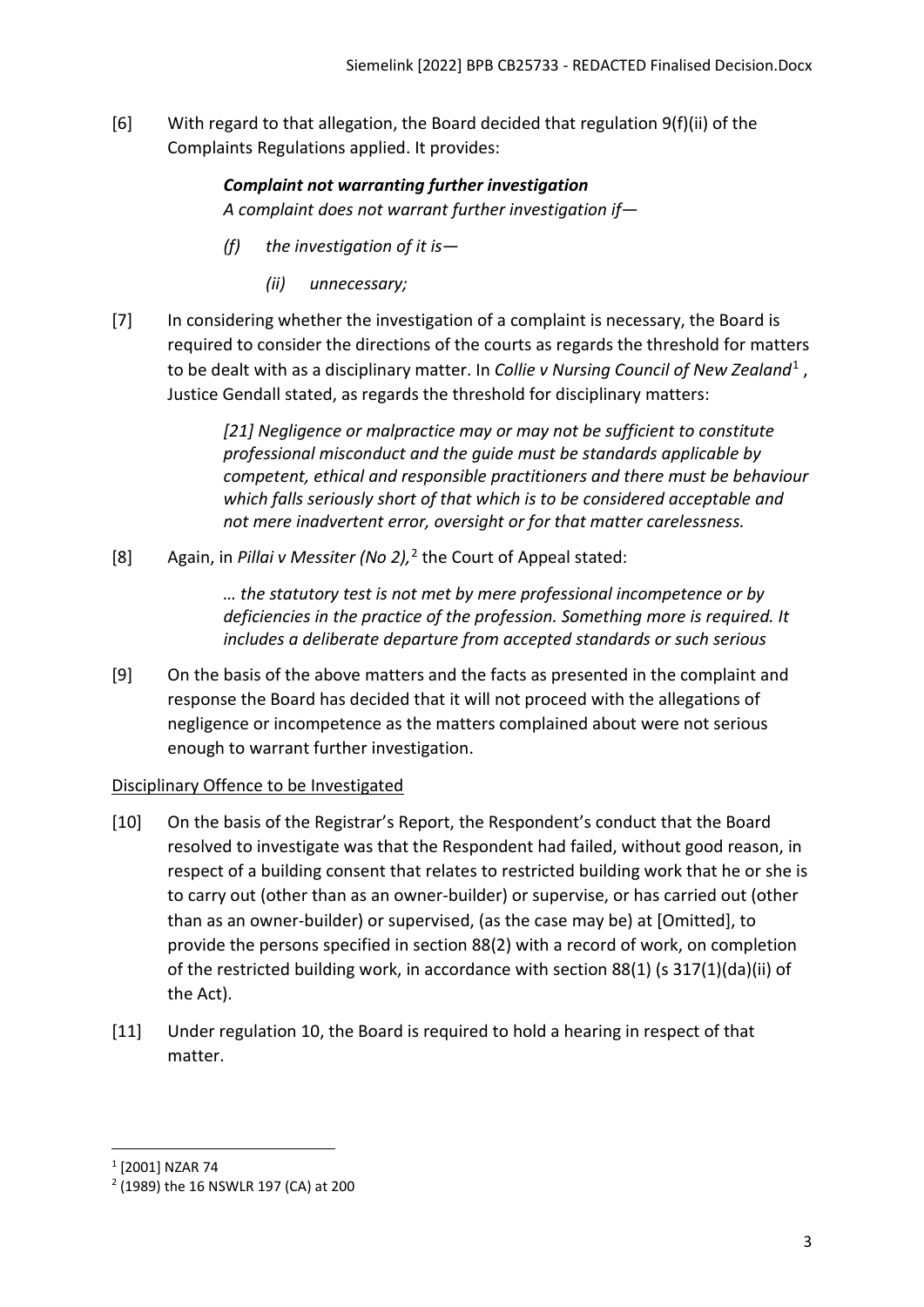[6] With regard to that allegation, the Board decided that regulation 9(f)(ii) of the Complaints Regulations applied. It provides:

> ***Complaint not warranting further investigation***
> *A complaint does not warrant further investigation if—*
>
> *(f) the investigation of it is—*
>
> *(ii) unnecessary;*

[7] In considering whether the investigation of a complaint is necessary, the Board is required to consider the directions of the courts as regards the threshold for matters to be dealt with as a disciplinary matter. In *Collie v Nursing Council of New Zealand*[1] , Justice Gendall stated, as regards the threshold for disciplinary matters:

> *[21] Negligence or malpractice may or may not be sufficient to constitute professional misconduct and the guide must be standards applicable by competent, ethical and responsible practitioners and there must be behaviour which falls seriously short of that which is to be considered acceptable and not mere inadvertent error, oversight or for that matter carelessness.*

[8] Again, in *Pillai v Messiter (No 2),*[2] the Court of Appeal stated:

> *… the statutory test is not met by mere professional incompetence or by deficiencies in the practice of the profession. Something more is required. It includes a deliberate departure from accepted standards or such serious*

[9] On the basis of the above matters and the facts as presented in the complaint and response the Board has decided that it will not proceed with the allegations of negligence or incompetence as the matters complained about were not serious enough to warrant further investigation.

Disciplinary Offence to be Investigated

[10] On the basis of the Registrar's Report, the Respondent's conduct that the Board resolved to investigate was that the Respondent had failed, without good reason, in respect of a building consent that relates to restricted building work that he or she is to carry out (other than as an owner-builder) or supervise, or has carried out (other than as an owner-builder) or supervised, (as the case may be) at [Omitted], to provide the persons specified in section 88(2) with a record of work, on completion of the restricted building work, in accordance with section 88(1) (s 317(1)(da)(ii) of the Act).

[11] Under regulation 10, the Board is required to hold a hearing in respect of that matter.

---

[1] [2001] NZAR 74

[2] (1989) the 16 NSWLR 197 (CA) at 200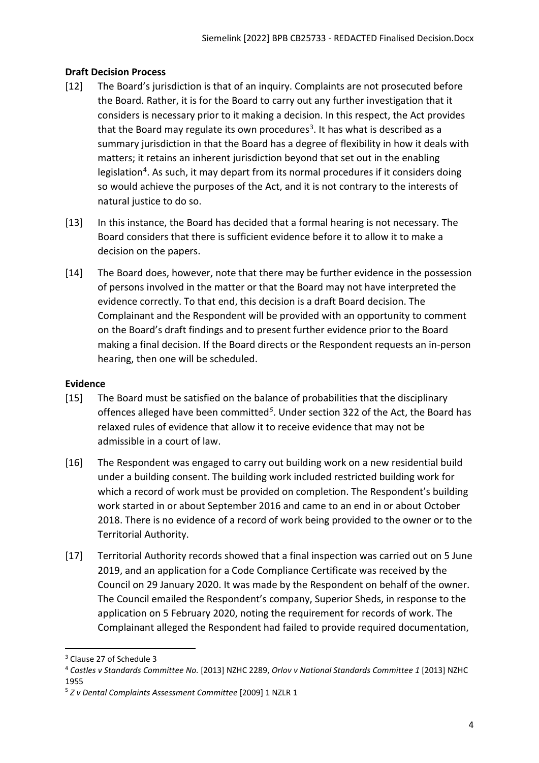**Draft Decision Process**

[12] The Board's jurisdiction is that of an inquiry. Complaints are not prosecuted before the Board. Rather, it is for the Board to carry out any further investigation that it considers is necessary prior to it making a decision. In this respect, the Act provides that the Board may regulate its own procedures[3]. It has what is described as a summary jurisdiction in that the Board has a degree of flexibility in how it deals with matters; it retains an inherent jurisdiction beyond that set out in the enabling legislation[4]. As such, it may depart from its normal procedures if it considers doing so would achieve the purposes of the Act, and it is not contrary to the interests of natural justice to do so.

[13] In this instance, the Board has decided that a formal hearing is not necessary. The Board considers that there is sufficient evidence before it to allow it to make a decision on the papers.

[14] The Board does, however, note that there may be further evidence in the possession of persons involved in the matter or that the Board may not have interpreted the evidence correctly. To that end, this decision is a draft Board decision. The Complainant and the Respondent will be provided with an opportunity to comment on the Board's draft findings and to present further evidence prior to the Board making a final decision. If the Board directs or the Respondent requests an in-person hearing, then one will be scheduled.

**Evidence**

[15] The Board must be satisfied on the balance of probabilities that the disciplinary offences alleged have been committed[5]. Under section 322 of the Act, the Board has relaxed rules of evidence that allow it to receive evidence that may not be admissible in a court of law.

[16] The Respondent was engaged to carry out building work on a new residential build under a building consent. The building work included restricted building work for which a record of work must be provided on completion. The Respondent's building work started in or about September 2016 and came to an end in or about October 2018. There is no evidence of a record of work being provided to the owner or to the Territorial Authority.

[17] Territorial Authority records showed that a final inspection was carried out on 5 June 2019, and an application for a Code Compliance Certificate was received by the Council on 29 January 2020. It was made by the Respondent on behalf of the owner. The Council emailed the Respondent's company, Superior Sheds, in response to the application on 5 February 2020, noting the requirement for records of work. The Complainant alleged the Respondent had failed to provide required documentation,

---

[3] Clause 27 of Schedule 3

[4] *Castles v Standards Committee No.* [2013] NZHC 2289, *Orlov v National Standards Committee 1* [2013] NZHC 1955

[5] *Z v Dental Complaints Assessment Committee* [2009] 1 NZLR 1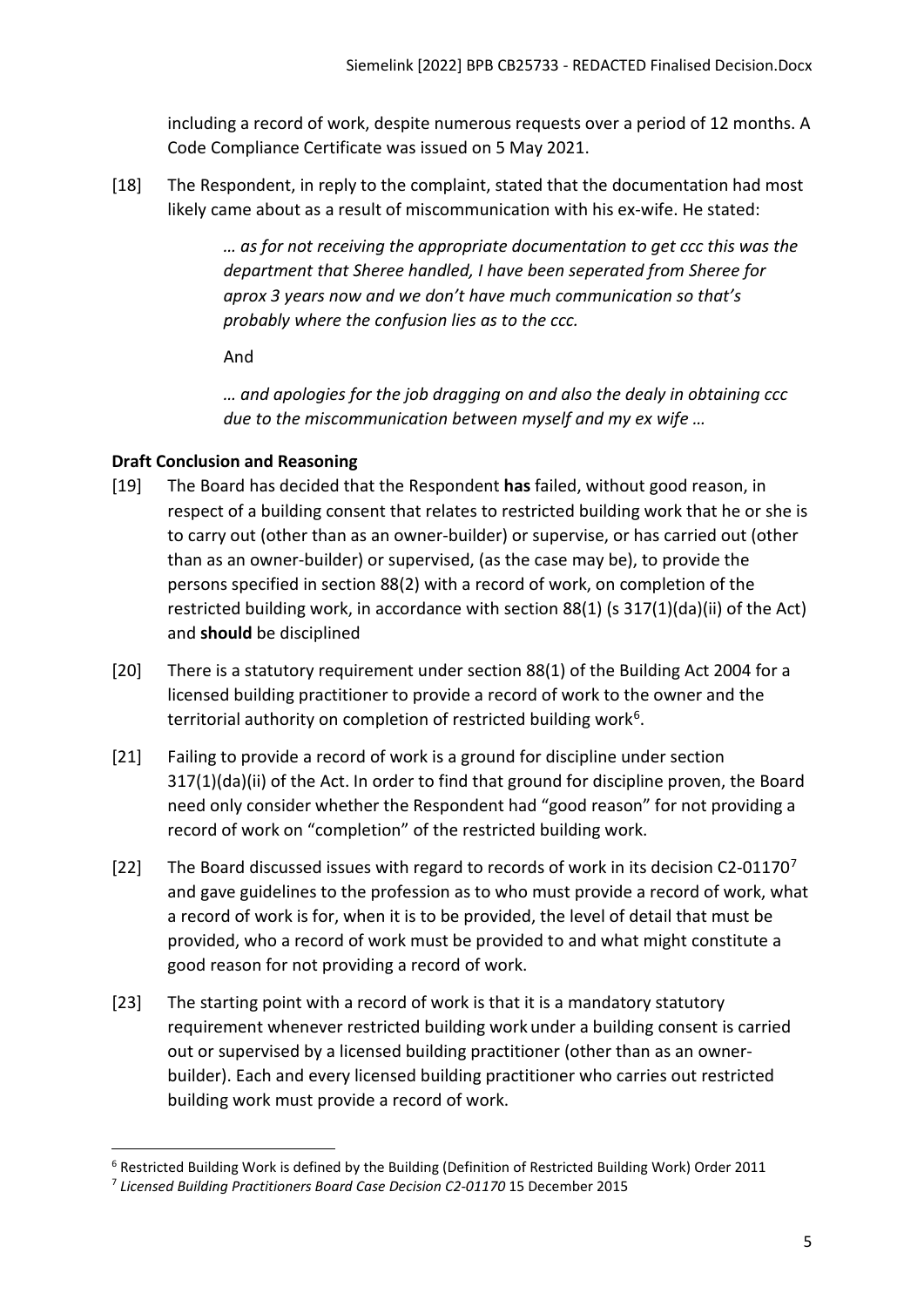including a record of work, despite numerous requests over a period of 12 months. A Code Compliance Certificate was issued on 5 May 2021.

[18] The Respondent, in reply to the complaint, stated that the documentation had most likely came about as a result of miscommunication with his ex-wife. He stated:

> *… as for not receiving the appropriate documentation to get ccc this was the department that Sheree handled, I have been seperated from Sheree for aprox 3 years now and we don't have much communication so that's probably where the confusion lies as to the ccc.*
>
> And
>
> *… and apologies for the job dragging on and also the dealy in obtaining ccc due to the miscommunication between myself and my ex wife …*

## Draft Conclusion and Reasoning

[19] The Board has decided that the Respondent **has** failed, without good reason, in respect of a building consent that relates to restricted building work that he or she is to carry out (other than as an owner-builder) or supervise, or has carried out (other than as an owner-builder) or supervised, (as the case may be), to provide the persons specified in section 88(2) with a record of work, on completion of the restricted building work, in accordance with section 88(1) (s 317(1)(da)(ii) of the Act) and **should** be disciplined

[20] There is a statutory requirement under section 88(1) of the Building Act 2004 for a licensed building practitioner to provide a record of work to the owner and the territorial authority on completion of restricted building work[6].

[21] Failing to provide a record of work is a ground for discipline under section 317(1)(da)(ii) of the Act. In order to find that ground for discipline proven, the Board need only consider whether the Respondent had "good reason" for not providing a record of work on "completion" of the restricted building work.

[22] The Board discussed issues with regard to records of work in its decision C2-01170[7] and gave guidelines to the profession as to who must provide a record of work, what a record of work is for, when it is to be provided, the level of detail that must be provided, who a record of work must be provided to and what might constitute a good reason for not providing a record of work.

[23] The starting point with a record of work is that it is a mandatory statutory requirement whenever restricted building work under a building consent is carried out or supervised by a licensed building practitioner (other than as an owner-builder). Each and every licensed building practitioner who carries out restricted building work must provide a record of work.

---

[6] Restricted Building Work is defined by the Building (Definition of Restricted Building Work) Order 2011

[7] *Licensed Building Practitioners Board Case Decision C2-01170* 15 December 2015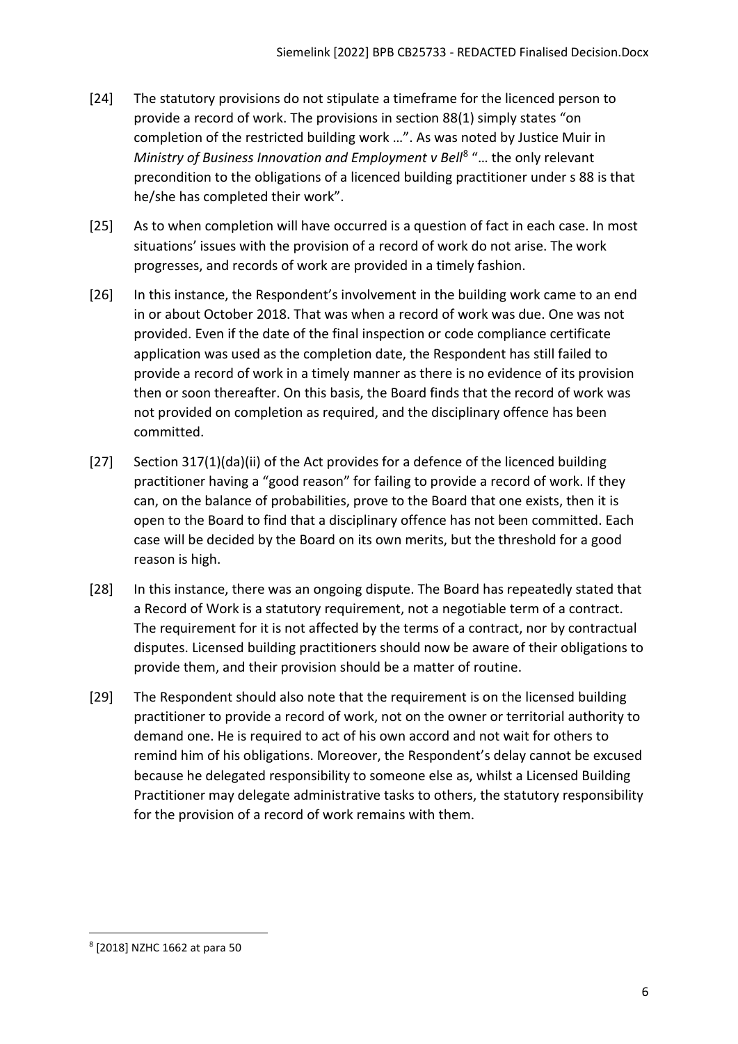[24] The statutory provisions do not stipulate a timeframe for the licenced person to provide a record of work. The provisions in section 88(1) simply states "on completion of the restricted building work …". As was noted by Justice Muir in *Ministry of Business Innovation and Employment v Bell*[8] "… the only relevant precondition to the obligations of a licenced building practitioner under s 88 is that he/she has completed their work".

[25] As to when completion will have occurred is a question of fact in each case. In most situations' issues with the provision of a record of work do not arise. The work progresses, and records of work are provided in a timely fashion.

[26] In this instance, the Respondent's involvement in the building work came to an end in or about October 2018. That was when a record of work was due. One was not provided. Even if the date of the final inspection or code compliance certificate application was used as the completion date, the Respondent has still failed to provide a record of work in a timely manner as there is no evidence of its provision then or soon thereafter. On this basis, the Board finds that the record of work was not provided on completion as required, and the disciplinary offence has been committed.

[27] Section 317(1)(da)(ii) of the Act provides for a defence of the licenced building practitioner having a "good reason" for failing to provide a record of work. If they can, on the balance of probabilities, prove to the Board that one exists, then it is open to the Board to find that a disciplinary offence has not been committed. Each case will be decided by the Board on its own merits, but the threshold for a good reason is high.

[28] In this instance, there was an ongoing dispute. The Board has repeatedly stated that a Record of Work is a statutory requirement, not a negotiable term of a contract. The requirement for it is not affected by the terms of a contract, nor by contractual disputes. Licensed building practitioners should now be aware of their obligations to provide them, and their provision should be a matter of routine.

[29] The Respondent should also note that the requirement is on the licensed building practitioner to provide a record of work, not on the owner or territorial authority to demand one. He is required to act of his own accord and not wait for others to remind him of his obligations. Moreover, the Respondent's delay cannot be excused because he delegated responsibility to someone else as, whilst a Licensed Building Practitioner may delegate administrative tasks to others, the statutory responsibility for the provision of a record of work remains with them.

---

[8] [2018] NZHC 1662 at para 50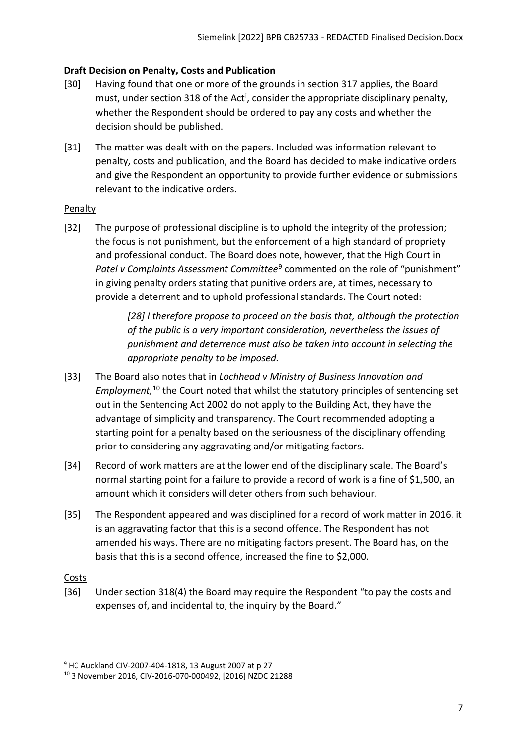**Draft Decision on Penalty, Costs and Publication**

[30] Having found that one or more of the grounds in section 317 applies, the Board must, under section 318 of the Act[i], consider the appropriate disciplinary penalty, whether the Respondent should be ordered to pay any costs and whether the decision should be published.

[31] The matter was dealt with on the papers. Included was information relevant to penalty, costs and publication, and the Board has decided to make indicative orders and give the Respondent an opportunity to provide further evidence or submissions relevant to the indicative orders.

Penalty

[32] The purpose of professional discipline is to uphold the integrity of the profession; the focus is not punishment, but the enforcement of a high standard of propriety and professional conduct. The Board does note, however, that the High Court in *Patel v Complaints Assessment Committee*[9] commented on the role of "punishment" in giving penalty orders stating that punitive orders are, at times, necessary to provide a deterrent and to uphold professional standards. The Court noted:

> *[28] I therefore propose to proceed on the basis that, although the protection of the public is a very important consideration, nevertheless the issues of punishment and deterrence must also be taken into account in selecting the appropriate penalty to be imposed.*

[33] The Board also notes that in *Lochhead v Ministry of Business Innovation and Employment,*[10] the Court noted that whilst the statutory principles of sentencing set out in the Sentencing Act 2002 do not apply to the Building Act, they have the advantage of simplicity and transparency. The Court recommended adopting a starting point for a penalty based on the seriousness of the disciplinary offending prior to considering any aggravating and/or mitigating factors.

[34] Record of work matters are at the lower end of the disciplinary scale. The Board's normal starting point for a failure to provide a record of work is a fine of $1,500, an amount which it considers will deter others from such behaviour.

[35] The Respondent appeared and was disciplined for a record of work matter in 2016. it is an aggravating factor that this is a second offence. The Respondent has not amended his ways. There are no mitigating factors present. The Board has, on the basis that this is a second offence, increased the fine to $2,000.

Costs

[36] Under section 318(4) the Board may require the Respondent "to pay the costs and expenses of, and incidental to, the inquiry by the Board."

---

[9] HC Auckland CIV-2007-404-1818, 13 August 2007 at p 27

[10] 3 November 2016, CIV-2016-070-000492, [2016] NZDC 21288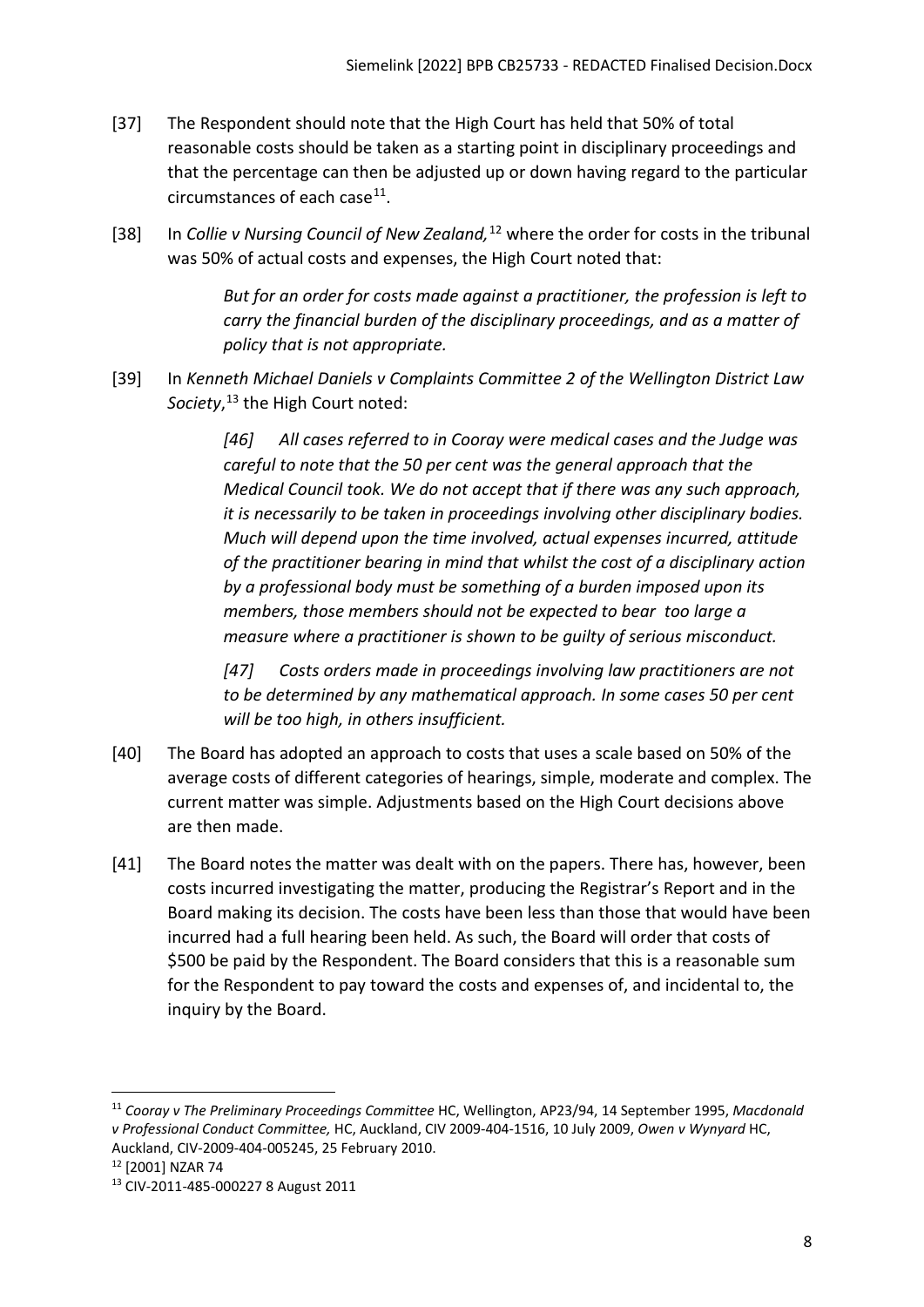[37] The Respondent should note that the High Court has held that 50% of total reasonable costs should be taken as a starting point in disciplinary proceedings and that the percentage can then be adjusted up or down having regard to the particular circumstances of each case[11].

[38] In *Collie v Nursing Council of New Zealand,*[12] where the order for costs in the tribunal was 50% of actual costs and expenses, the High Court noted that:

> *But for an order for costs made against a practitioner, the profession is left to carry the financial burden of the disciplinary proceedings, and as a matter of policy that is not appropriate.*

[39] In *Kenneth Michael Daniels v Complaints Committee 2 of the Wellington District Law Society*,[13] the High Court noted:

> *[46] All cases referred to in Cooray were medical cases and the Judge was careful to note that the 50 per cent was the general approach that the Medical Council took. We do not accept that if there was any such approach, it is necessarily to be taken in proceedings involving other disciplinary bodies. Much will depend upon the time involved, actual expenses incurred, attitude of the practitioner bearing in mind that whilst the cost of a disciplinary action by a professional body must be something of a burden imposed upon its members, those members should not be expected to bear too large a measure where a practitioner is shown to be guilty of serious misconduct.*
>
> *[47] Costs orders made in proceedings involving law practitioners are not to be determined by any mathematical approach. In some cases 50 per cent will be too high, in others insufficient.*

[40] The Board has adopted an approach to costs that uses a scale based on 50% of the average costs of different categories of hearings, simple, moderate and complex. The current matter was simple. Adjustments based on the High Court decisions above are then made.

[41] The Board notes the matter was dealt with on the papers. There has, however, been costs incurred investigating the matter, producing the Registrar's Report and in the Board making its decision. The costs have been less than those that would have been incurred had a full hearing been held. As such, the Board will order that costs of $500 be paid by the Respondent. The Board considers that this is a reasonable sum for the Respondent to pay toward the costs and expenses of, and incidental to, the inquiry by the Board.

---

[11] *Cooray v The Preliminary Proceedings Committee* HC, Wellington, AP23/94, 14 September 1995, *Macdonald v Professional Conduct Committee,* HC, Auckland, CIV 2009-404-1516, 10 July 2009, *Owen v Wynyard* HC, Auckland, CIV-2009-404-005245, 25 February 2010.

[12] [2001] NZAR 74

[13] CIV-2011-485-000227 8 August 2011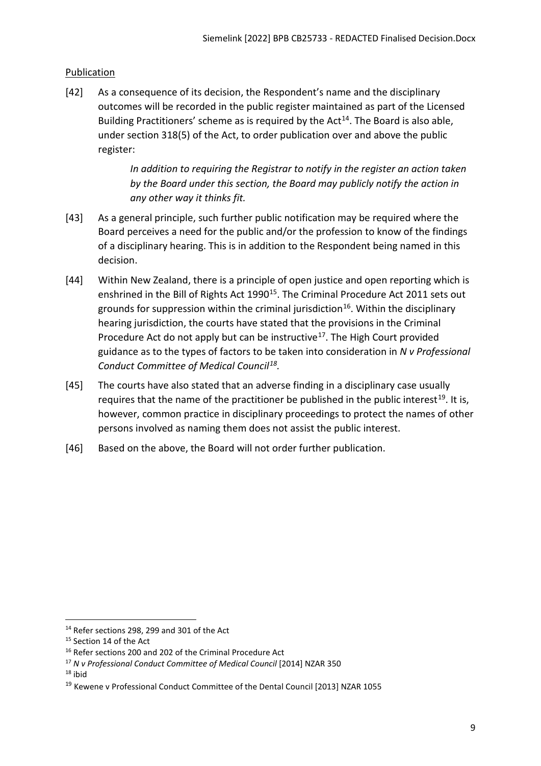Publication

[42] As a consequence of its decision, the Respondent's name and the disciplinary outcomes will be recorded in the public register maintained as part of the Licensed Building Practitioners' scheme as is required by the Act[14]. The Board is also able, under section 318(5) of the Act, to order publication over and above the public register:

> *In addition to requiring the Registrar to notify in the register an action taken by the Board under this section, the Board may publicly notify the action in any other way it thinks fit.*

[43] As a general principle, such further public notification may be required where the Board perceives a need for the public and/or the profession to know of the findings of a disciplinary hearing. This is in addition to the Respondent being named in this decision.

[44] Within New Zealand, there is a principle of open justice and open reporting which is enshrined in the Bill of Rights Act 1990[15]. The Criminal Procedure Act 2011 sets out grounds for suppression within the criminal jurisdiction[16]. Within the disciplinary hearing jurisdiction, the courts have stated that the provisions in the Criminal Procedure Act do not apply but can be instructive[17]. The High Court provided guidance as to the types of factors to be taken into consideration in *N v Professional Conduct Committee of Medical Council*[18].

[45] The courts have also stated that an adverse finding in a disciplinary case usually requires that the name of the practitioner be published in the public interest[19]. It is, however, common practice in disciplinary proceedings to protect the names of other persons involved as naming them does not assist the public interest.

[46] Based on the above, the Board will not order further publication.

---

[14] Refer sections 298, 299 and 301 of the Act

[15] Section 14 of the Act

[16] Refer sections 200 and 202 of the Criminal Procedure Act

[17] *N v Professional Conduct Committee of Medical Council* [2014] NZAR 350

[18] ibid

[19] Kewene v Professional Conduct Committee of the Dental Council [2013] NZAR 1055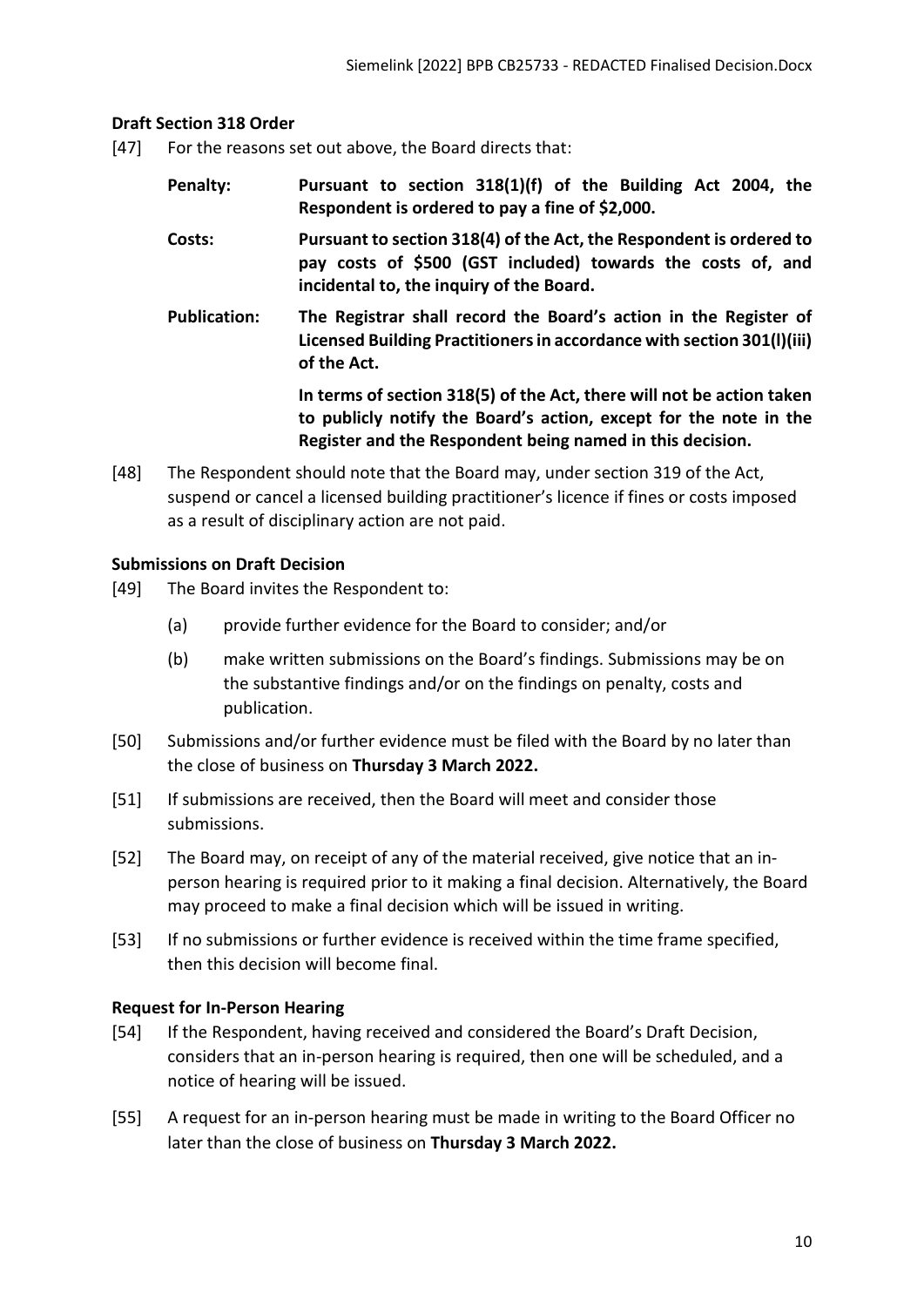### Draft Section 318 Order

[47] For the reasons set out above, the Board directs that:

**Penalty:** **Pursuant to section 318(1)(f) of the Building Act 2004, the Respondent is ordered to pay a fine of $2,000.**

**Costs:** **Pursuant to section 318(4) of the Act, the Respondent is ordered to pay costs of $500 (GST included) towards the costs of, and incidental to, the inquiry of the Board.**

**Publication:** **The Registrar shall record the Board's action in the Register of Licensed Building Practitioners in accordance with section 301(l)(iii) of the Act.**

**In terms of section 318(5) of the Act, there will not be action taken to publicly notify the Board's action, except for the note in the Register and the Respondent being named in this decision.**

[48] The Respondent should note that the Board may, under section 319 of the Act, suspend or cancel a licensed building practitioner's licence if fines or costs imposed as a result of disciplinary action are not paid.

### Submissions on Draft Decision

[49] The Board invites the Respondent to:

(a) provide further evidence for the Board to consider; and/or

(b) make written submissions on the Board's findings. Submissions may be on the substantive findings and/or on the findings on penalty, costs and publication.

[50] Submissions and/or further evidence must be filed with the Board by no later than the close of business on **Thursday 3 March 2022.**

[51] If submissions are received, then the Board will meet and consider those submissions.

[52] The Board may, on receipt of any of the material received, give notice that an in-person hearing is required prior to it making a final decision. Alternatively, the Board may proceed to make a final decision which will be issued in writing.

[53] If no submissions or further evidence is received within the time frame specified, then this decision will become final.

### Request for In-Person Hearing

[54] If the Respondent, having received and considered the Board's Draft Decision, considers that an in-person hearing is required, then one will be scheduled, and a notice of hearing will be issued.

[55] A request for an in-person hearing must be made in writing to the Board Officer no later than the close of business on **Thursday 3 March 2022.**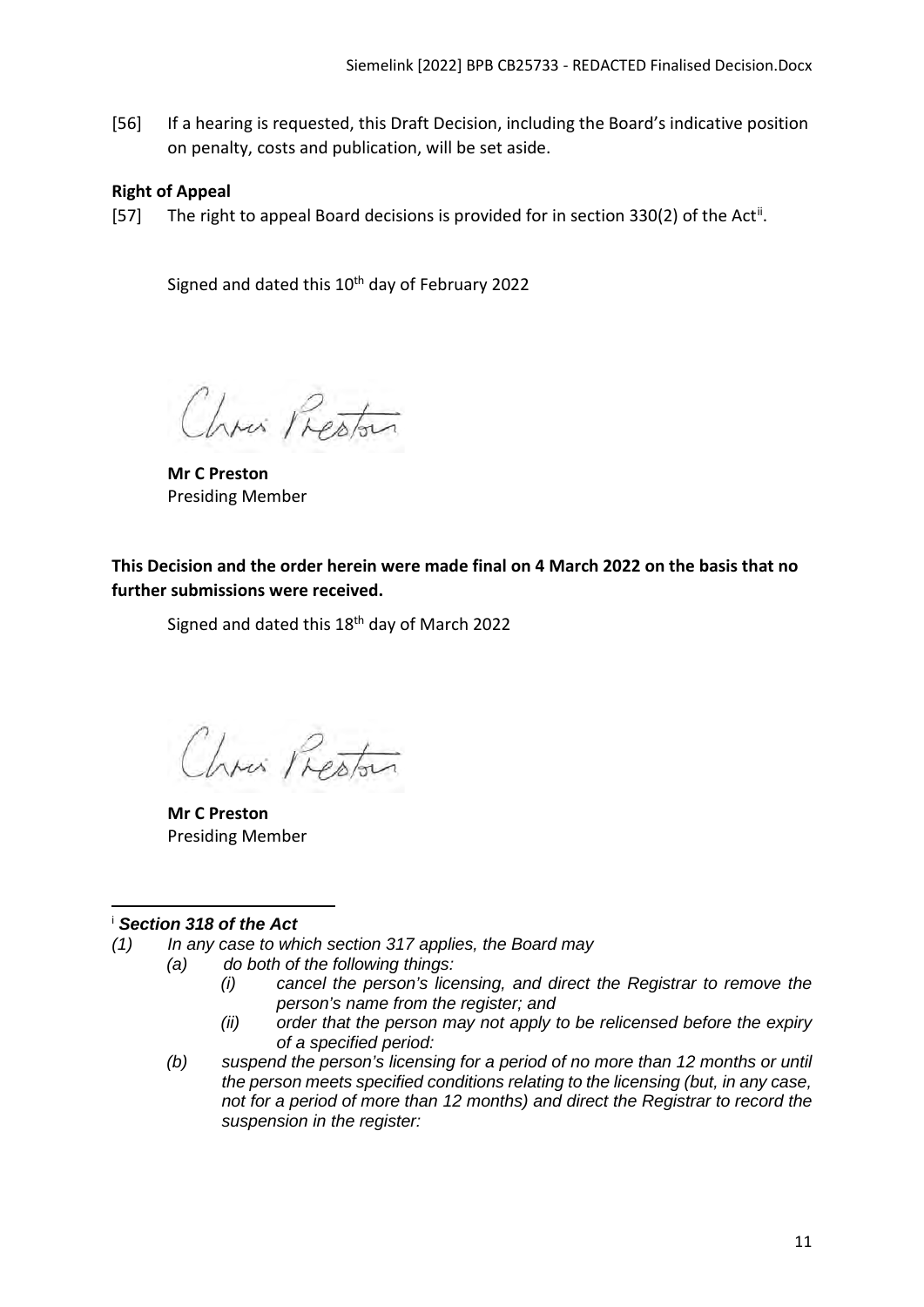[56] If a hearing is requested, this Draft Decision, including the Board's indicative position on penalty, costs and publication, will be set aside.

**Right of Appeal**

[57] The right to appeal Board decisions is provided for in section 330(2) of the Act[ii].

Signed and dated this 10th day of February 2022

**Mr C Preston**
Presiding Member

**This Decision and the order herein were made final on 4 March 2022 on the basis that no further submissions were received.**

Signed and dated this 18th day of March 2022

**Mr C Preston**
Presiding Member

---

[i] ***Section 318 of the Act***

*(1) In any case to which section 317 applies, the Board may*

*(a) do both of the following things:*

*(i) cancel the person's licensing, and direct the Registrar to remove the person's name from the register; and*

*(ii) order that the person may not apply to be relicensed before the expiry of a specified period:*

*(b) suspend the person's licensing for a period of no more than 12 months or until the person meets specified conditions relating to the licensing (but, in any case, not for a period of more than 12 months) and direct the Registrar to record the suspension in the register:*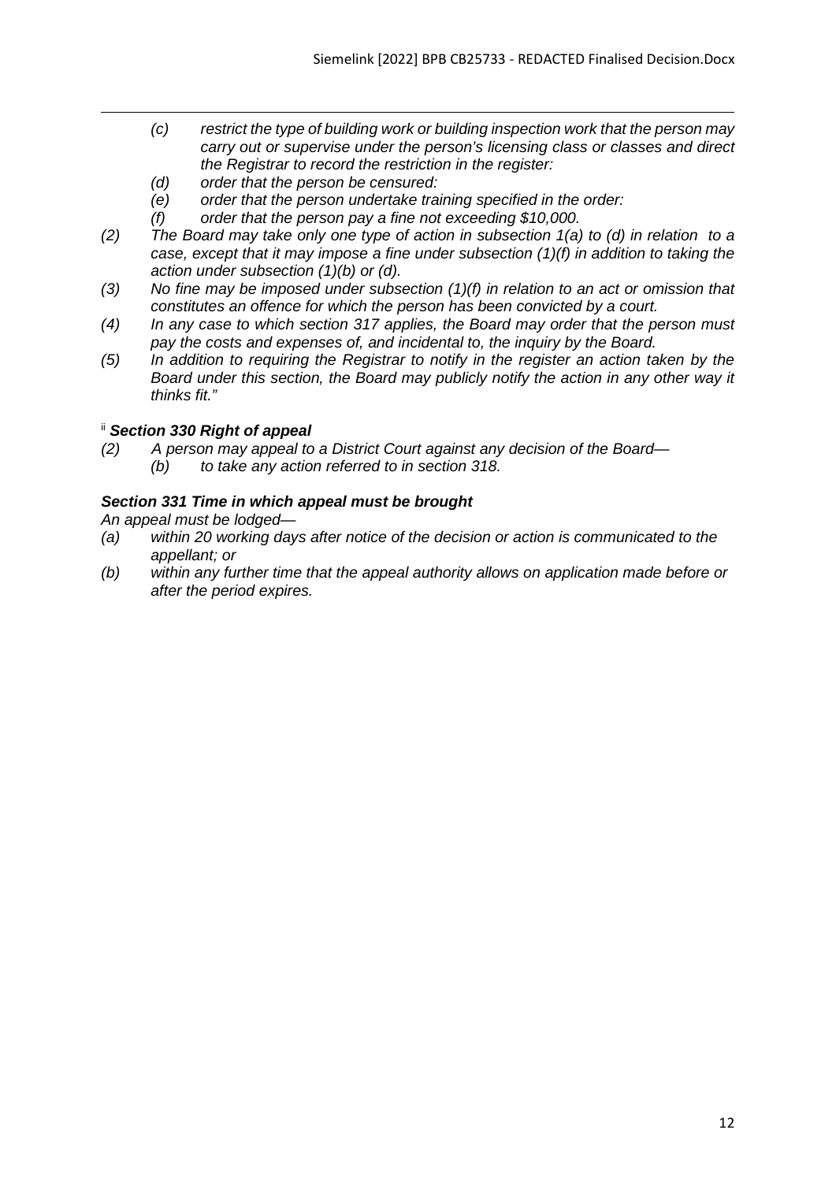*(c) restrict the type of building work or building inspection work that the person may carry out or supervise under the person's licensing class or classes and direct the Registrar to record the restriction in the register:*

*(d) order that the person be censured:*

*(e) order that the person undertake training specified in the order:*

*(f) order that the person pay a fine not exceeding $10,000.*

*(2) The Board may take only one type of action in subsection 1(a) to (d) in relation to a case, except that it may impose a fine under subsection (1)(f) in addition to taking the action under subsection (1)(b) or (d).*

*(3) No fine may be imposed under subsection (1)(f) in relation to an act or omission that constitutes an offence for which the person has been convicted by a court.*

*(4) In any case to which section 317 applies, the Board may order that the person must pay the costs and expenses of, and incidental to, the inquiry by the Board.*

*(5) In addition to requiring the Registrar to notify in the register an action taken by the Board under this section, the Board may publicly notify the action in any other way it thinks fit."*

[ii] ***Section 330 Right of appeal***

*(2) A person may appeal to a District Court against any decision of the Board—*

*(b) to take any action referred to in section 318.*

***Section 331 Time in which appeal must be brought***

*An appeal must be lodged—*

*(a) within 20 working days after notice of the decision or action is communicated to the appellant; or*

*(b) within any further time that the appeal authority allows on application made before or after the period expires.*